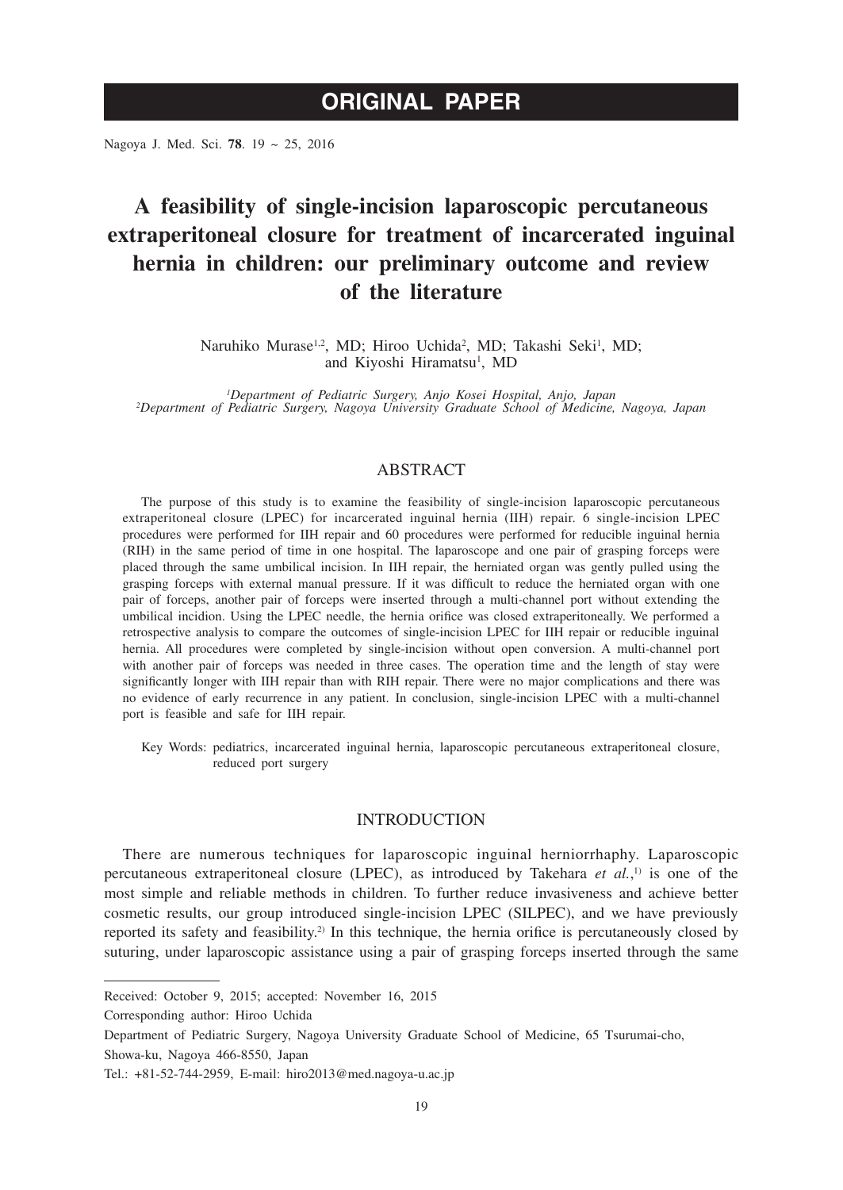**ORIGINAL PAPER**

# A feasibility of single-incision laparoscopic percutaneous extraperitoneal closure for treatment of incarcerated inguinal hernia in children: our preliminary outcome and review of the literature

Naruhiko Murase[1,2], MD; Hiroo Uchida[2], MD; Takashi Seki[1], MD; and Kiyoshi Hiramatsu[1], MD

[1]*Department of Pediatric Surgery, Anjo Kosei Hospital, Anjo, Japan*
[2]*Department of Pediatric Surgery, Nagoya University Graduate School of Medicine, Nagoya, Japan*

## ABSTRACT

The purpose of this study is to examine the feasibility of single-incision laparoscopic percutaneous extraperitoneal closure (LPEC) for incarcerated inguinal hernia (IIH) repair. 6 single-incision LPEC procedures were performed for IIH repair and 60 procedures were performed for reducible inguinal hernia (RIH) in the same period of time in one hospital. The laparoscope and one pair of grasping forceps were placed through the same umbilical incision. In IIH repair, the herniated organ was gently pulled using the grasping forceps with external manual pressure. If it was difficult to reduce the herniated organ with one pair of forceps, another pair of forceps were inserted through a multi-channel port without extending the umbilical incidion. Using the LPEC needle, the hernia orifice was closed extraperitoneally. We performed a retrospective analysis to compare the outcomes of single-incision LPEC for IIH repair or reducible inguinal hernia. All procedures were completed by single-incision without open conversion. A multi-channel port with another pair of forceps was needed in three cases. The operation time and the length of stay were significantly longer with IIH repair than with RIH repair. There were no major complications and there was no evidence of early recurrence in any patient. In conclusion, single-incision LPEC with a multi-channel port is feasible and safe for IIH repair.

Key Words: pediatrics, incarcerated inguinal hernia, laparoscopic percutaneous extraperitoneal closure, reduced port surgery

## INTRODUCTION

There are numerous techniques for laparoscopic inguinal herniorrhaphy. Laparoscopic percutaneous extraperitoneal closure (LPEC), as introduced by Takehara *et al.*,[1)] is one of the most simple and reliable methods in children. To further reduce invasiveness and achieve better cosmetic results, our group introduced single-incision LPEC (SILPEC), and we have previously reported its safety and feasibility.[2)] In this technique, the hernia orifice is percutaneously closed by suturing, under laparoscopic assistance using a pair of grasping forceps inserted through the same

---

Received: October 9, 2015; accepted: November 16, 2015

Corresponding author: Hiroo Uchida

Department of Pediatric Surgery, Nagoya University Graduate School of Medicine, 65 Tsurumai-cho, Showa-ku, Nagoya 466-8550, Japan

Tel.: +81-52-744-2959, E-mail: hiro2013@med.nagoya-u.ac.jp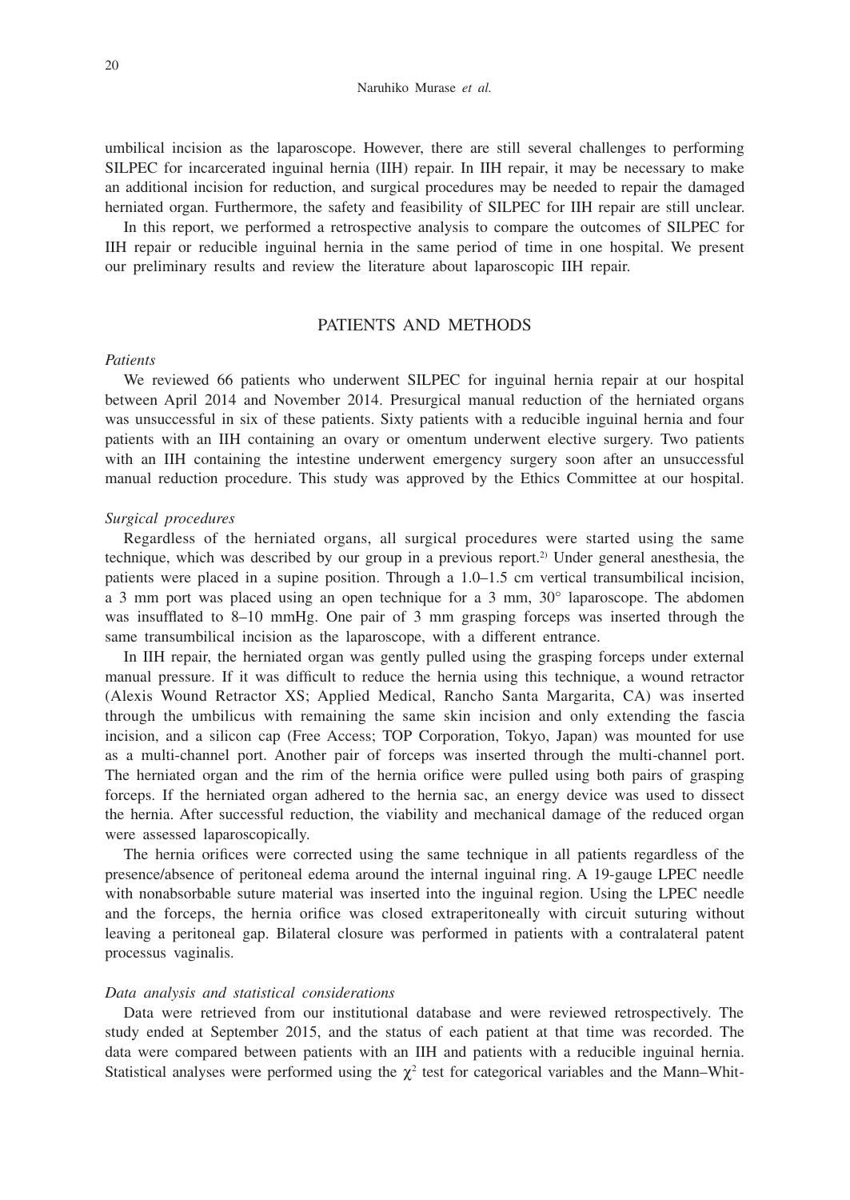umbilical incision as the laparoscope. However, there are still several challenges to performing SILPEC for incarcerated inguinal hernia (IIH) repair. In IIH repair, it may be necessary to make an additional incision for reduction, and surgical procedures may be needed to repair the damaged herniated organ. Furthermore, the safety and feasibility of SILPEC for IIH repair are still unclear.

In this report, we performed a retrospective analysis to compare the outcomes of SILPEC for IIH repair or reducible inguinal hernia in the same period of time in one hospital. We present our preliminary results and review the literature about laparoscopic IIH repair.

## PATIENTS AND METHODS

### *Patients*

We reviewed 66 patients who underwent SILPEC for inguinal hernia repair at our hospital between April 2014 and November 2014. Presurgical manual reduction of the herniated organs was unsuccessful in six of these patients. Sixty patients with a reducible inguinal hernia and four patients with an IIH containing an ovary or omentum underwent elective surgery. Two patients with an IIH containing the intestine underwent emergency surgery soon after an unsuccessful manual reduction procedure. This study was approved by the Ethics Committee at our hospital.

### *Surgical procedures*

Regardless of the herniated organs, all surgical procedures were started using the same technique, which was described by our group in a previous report.[2] Under general anesthesia, the patients were placed in a supine position. Through a 1.0–1.5 cm vertical transumbilical incision, a 3 mm port was placed using an open technique for a 3 mm, 30° laparoscope. The abdomen was insufflated to 8–10 mmHg. One pair of 3 mm grasping forceps was inserted through the same transumbilical incision as the laparoscope, with a different entrance.

In IIH repair, the herniated organ was gently pulled using the grasping forceps under external manual pressure. If it was difficult to reduce the hernia using this technique, a wound retractor (Alexis Wound Retractor XS; Applied Medical, Rancho Santa Margarita, CA) was inserted through the umbilicus with remaining the same skin incision and only extending the fascia incision, and a silicon cap (Free Access; TOP Corporation, Tokyo, Japan) was mounted for use as a multi-channel port. Another pair of forceps was inserted through the multi-channel port. The herniated organ and the rim of the hernia orifice were pulled using both pairs of grasping forceps. If the herniated organ adhered to the hernia sac, an energy device was used to dissect the hernia. After successful reduction, the viability and mechanical damage of the reduced organ were assessed laparoscopically.

The hernia orifices were corrected using the same technique in all patients regardless of the presence/absence of peritoneal edema around the internal inguinal ring. A 19-gauge LPEC needle with nonabsorbable suture material was inserted into the inguinal region. Using the LPEC needle and the forceps, the hernia orifice was closed extraperitoneally with circuit suturing without leaving a peritoneal gap. Bilateral closure was performed in patients with a contralateral patent processus vaginalis.

### *Data analysis and statistical considerations*

Data were retrieved from our institutional database and were reviewed retrospectively. The study ended at September 2015, and the status of each patient at that time was recorded. The data were compared between patients with an IIH and patients with a reducible inguinal hernia. Statistical analyses were performed using the $\chi^2$ test for categorical variables and the Mann–Whit-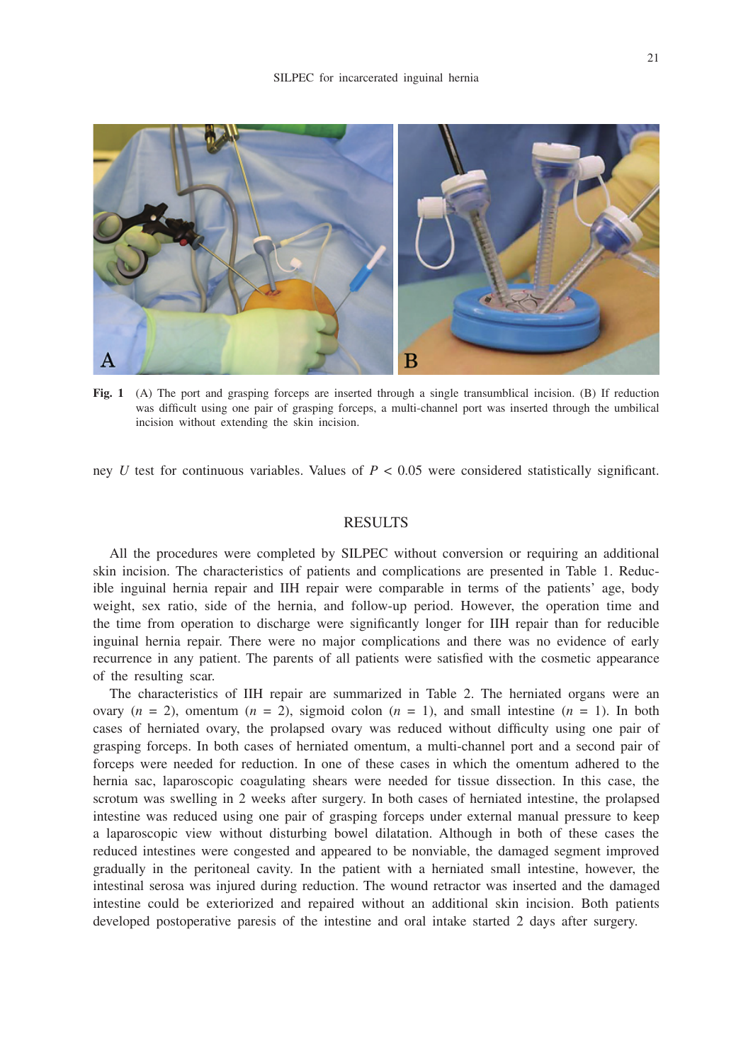**Fig. 1** (A) The port and grasping forceps are inserted through a single transumblical incision. (B) If reduction was difficult using one pair of grasping forceps, a multi-channel port was inserted through the umbilical incision without extending the skin incision.

ney *U* test for continuous variables. Values of $P < 0.05$ were considered statistically significant.

## RESULTS

All the procedures were completed by SILPEC without conversion or requiring an additional skin incision. The characteristics of patients and complications are presented in Table 1. Reducible inguinal hernia repair and IIH repair were comparable in terms of the patients' age, body weight, sex ratio, side of the hernia, and follow-up period. However, the operation time and the time from operation to discharge were significantly longer for IIH repair than for reducible inguinal hernia repair. There were no major complications and there was no evidence of early recurrence in any patient. The parents of all patients were satisfied with the cosmetic appearance of the resulting scar.

The characteristics of IIH repair are summarized in Table 2. The herniated organs were an ovary ($n = 2$), omentum ($n = 2$), sigmoid colon ($n = 1$), and small intestine ($n = 1$). In both cases of herniated ovary, the prolapsed ovary was reduced without difficulty using one pair of grasping forceps. In both cases of herniated omentum, a multi-channel port and a second pair of forceps were needed for reduction. In one of these cases in which the omentum adhered to the hernia sac, laparoscopic coagulating shears were needed for tissue dissection. In this case, the scrotum was swelling in 2 weeks after surgery. In both cases of herniated intestine, the prolapsed intestine was reduced using one pair of grasping forceps under external manual pressure to keep a laparoscopic view without disturbing bowel dilatation. Although in both of these cases the reduced intestines were congested and appeared to be nonviable, the damaged segment improved gradually in the peritoneal cavity. In the patient with a herniated small intestine, however, the intestinal serosa was injured during reduction. The wound retractor was inserted and the damaged intestine could be exteriorized and repaired without an additional skin incision. Both patients developed postoperative paresis of the intestine and oral intake started 2 days after surgery.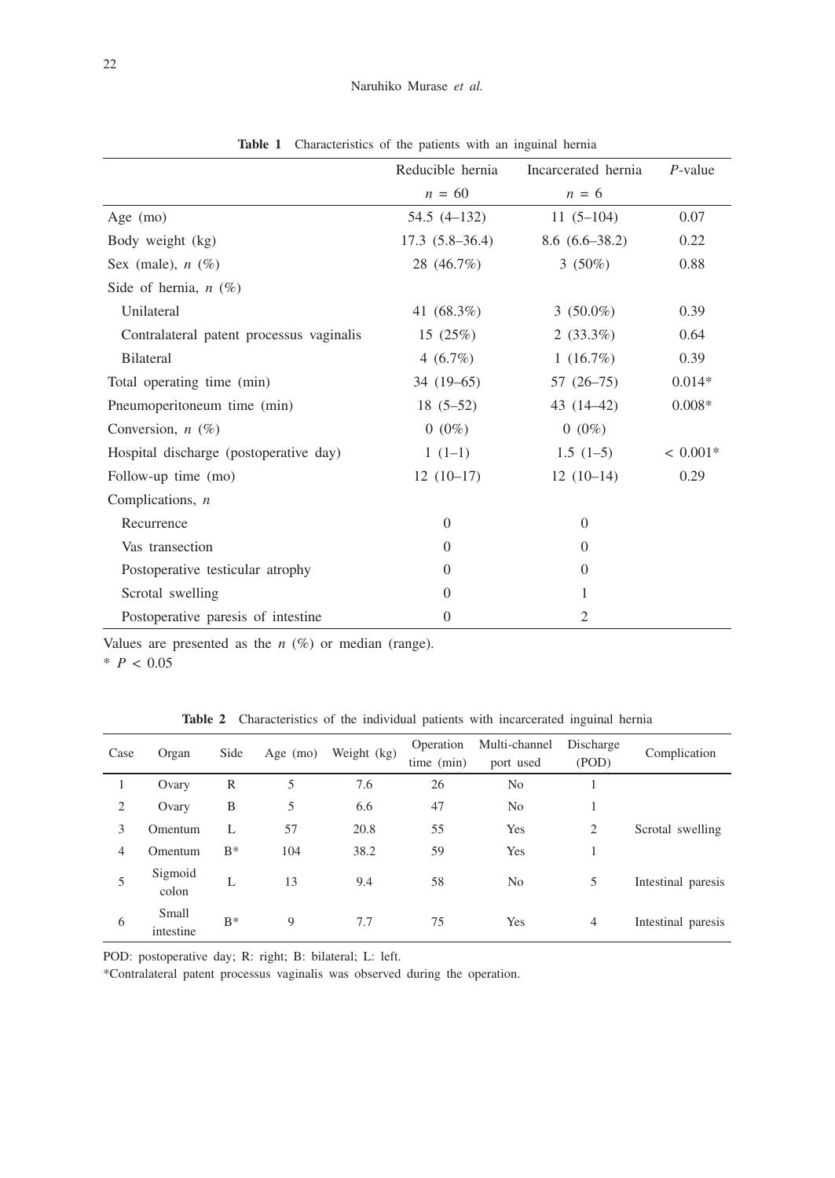**Table 1** Characteristics of the patients with an inguinal hernia

| | Reducible hernia $n$ = 60 | Incarcerated hernia $n$ = 6 | $P$-value |
|---|---|---|---|
| Age (mo) | 54.5 (4–132) | 11 (5–104) | 0.07 |
| Body weight (kg) | 17.3 (5.8–36.4) | 8.6 (6.6–38.2) | 0.22 |
| Sex (male), $n$ (%) | 28 (46.7%) | 3 (50%) | 0.88 |
| Side of hernia, $n$ (%) | | | |
| Unilateral | 41 (68.3%) | 3 (50.0%) | 0.39 |
| Contralateral patent processus vaginalis | 15 (25%) | 2 (33.3%) | 0.64 |
| Bilateral | 4 (6.7%) | 1 (16.7%) | 0.39 |
| Total operating time (min) | 34 (19–65) | 57 (26–75) | 0.014* |
| Pneumoperitoneum time (min) | 18 (5–52) | 43 (14–42) | 0.008* |
| Conversion, $n$ (%) | 0 (0%) | 0 (0%) | |
| Hospital discharge (postoperative day) | 1 (1–1) | 1.5 (1–5) | < 0.001* |
| Follow-up time (mo) | 12 (10–17) | 12 (10–14) | 0.29 |
| Complications, $n$ | | | |
| Recurrence | 0 | 0 | |
| Vas transection | 0 | 0 | |
| Postoperative testicular atrophy | 0 | 0 | |
| Scrotal swelling | 0 | 1 | |
| Postoperative paresis of intestine | 0 | 2 | |

Values are presented as the $n$ (%) or median (range).
* $P < 0.05$

**Table 2** Characteristics of the individual patients with incarcerated inguinal hernia

| Case | Organ | Side | Age (mo) | Weight (kg) | Operation time (min) | Multi-channel port used | Discharge (POD) | Complication |
|---|---|---|---|---|---|---|---|---|
| 1 | Ovary | R | 5 | 7.6 | 26 | No | 1 | |
| 2 | Ovary | B | 5 | 6.6 | 47 | No | 1 | |
| 3 | Omentum | L | 57 | 20.8 | 55 | Yes | 2 | Scrotal swelling |
| 4 | Omentum | B* | 104 | 38.2 | 59 | Yes | 1 | |
| 5 | Sigmoid colon | L | 13 | 9.4 | 58 | No | 5 | Intestinal paresis |
| 6 | Small intestine | B* | 9 | 7.7 | 75 | Yes | 4 | Intestinal paresis |

POD: postoperative day; R: right; B: bilateral; L: left.
*Contralateral patent processus vaginalis was observed during the operation.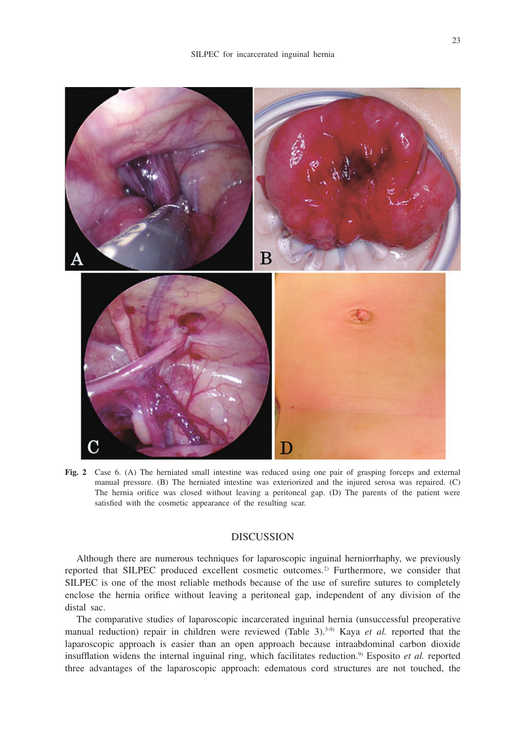**Fig. 2** Case 6. (A) The herniated small intestine was reduced using one pair of grasping forceps and external manual pressure. (B) The herniated intestine was exteriorized and the injured serosa was repaired. (C) The hernia orifice was closed without leaving a peritoneal gap. (D) The parents of the patient were satisfied with the cosmetic appearance of the resulting scar.

## DISCUSSION

Although there are numerous techniques for laparoscopic inguinal herniorrhaphy, we previously reported that SILPEC produced excellent cosmetic outcomes.[2] Furthermore, we consider that SILPEC is one of the most reliable methods because of the use of surefire sutures to completely enclose the hernia orifice without leaving a peritoneal gap, independent of any division of the distal sac.

The comparative studies of laparoscopic incarcerated inguinal hernia (unsuccessful preoperative manual reduction) repair in children were reviewed (Table 3).[3-9] Kaya *et al.* reported that the laparoscopic approach is easier than an open approach because intraabdominal carbon dioxide insufflation widens the internal inguinal ring, which facilitates reduction.[9] Esposito *et al.* reported three advantages of the laparoscopic approach: edematous cord structures are not touched, the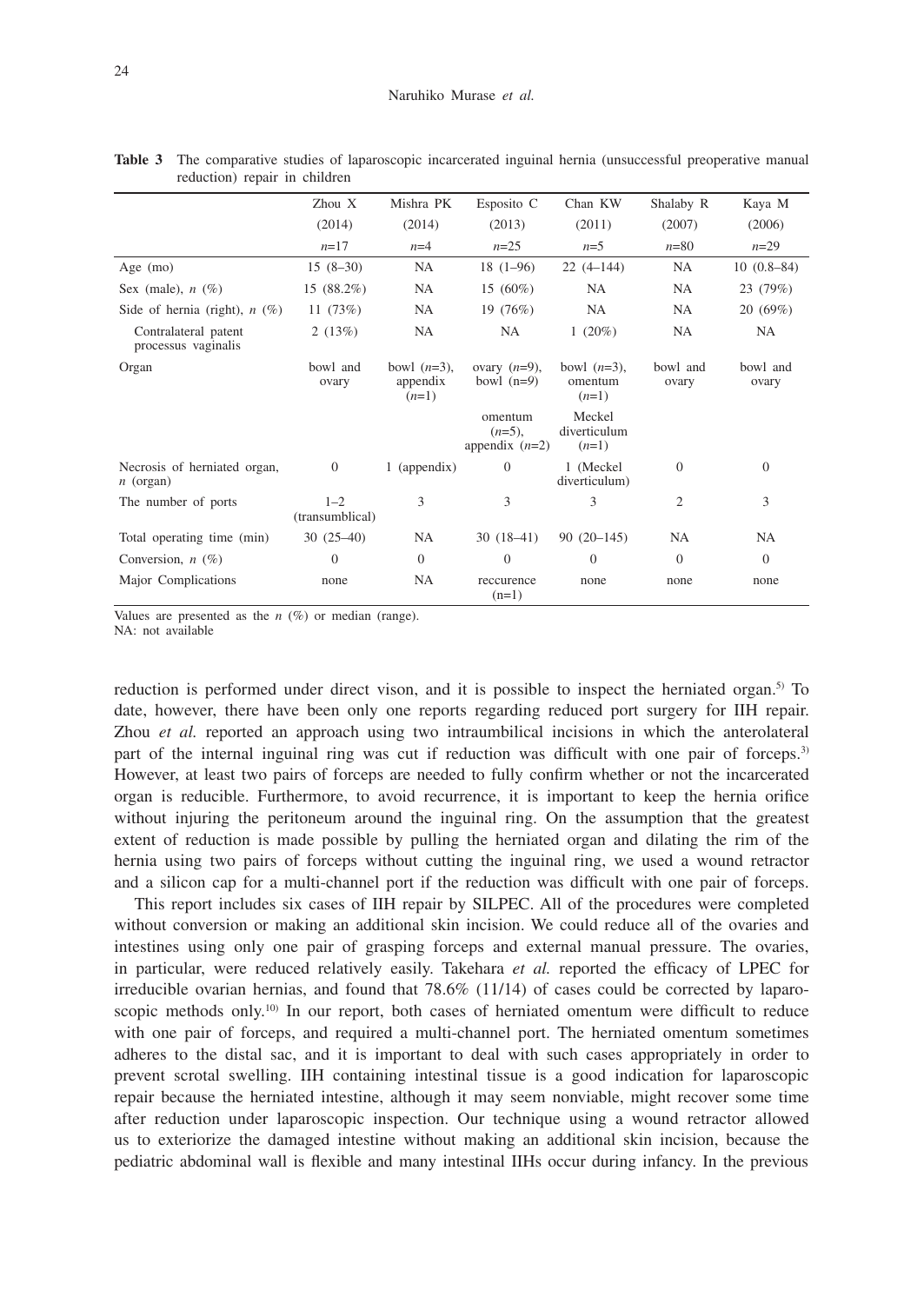**Table 3** The comparative studies of laparoscopic incarcerated inguinal hernia (unsuccessful preoperative manual reduction) repair in children

| | Zhou X (2014) $n$=17 | Mishra PK (2014) $n$=4 | Esposito C (2013) $n$=25 | Chan KW (2011) $n$=5 | Shalaby R (2007) $n$=80 | Kaya M (2006) $n$=29 |
|---|---|---|---|---|---|---|
| Age (mo) | 15 (8–30) | NA | 18 (1–96) | 22 (4–144) | NA | 10 (0.8–84) |
| Sex (male), $n$ (%) | 15 (88.2%) | NA | 15 (60%) | NA | NA | 23 (79%) |
| Side of hernia (right), $n$ (%) | 11 (73%) | NA | 19 (76%) | NA | NA | 20 (69%) |
| Contralateral patent processus vaginalis | 2 (13%) | NA | NA | 1 (20%) | NA | NA |
| Organ | bowl and ovary | bowl ($n$=3), appendix ($n$=1) | ovary ($n$=9), bowl (n=9) omentum ($n$=5), appendix ($n$=2) | bowl ($n$=3), omentum ($n$=1) Meckel diverticulum ($n$=1) | bowl and ovary | bowl and ovary |
| Necrosis of herniated organ, $n$ (organ) | 0 | 1 (appendix) | 0 | 1 (Meckel diverticulum) | 0 | 0 |
| The number of ports | 1–2 (transumblical) | 3 | 3 | 3 | 2 | 3 |
| Total operating time (min) | 30 (25–40) | NA | 30 (18–41) | 90 (20–145) | NA | NA |
| Conversion, $n$ (%) | 0 | 0 | 0 | 0 | 0 | 0 |
| Major Complications | none | NA | reccurence (n=1) | none | none | none |

Values are presented as the $n$ (%) or median (range).
NA: not available

reduction is performed under direct vison, and it is possible to inspect the herniated organ.[5] To date, however, there have been only one reports regarding reduced port surgery for IIH repair. Zhou *et al.* reported an approach using two intraumbilical incisions in which the anterolateral part of the internal inguinal ring was cut if reduction was difficult with one pair of forceps.[3] However, at least two pairs of forceps are needed to fully confirm whether or not the incarcerated organ is reducible. Furthermore, to avoid recurrence, it is important to keep the hernia orifice without injuring the peritoneum around the inguinal ring. On the assumption that the greatest extent of reduction is made possible by pulling the herniated organ and dilating the rim of the hernia using two pairs of forceps without cutting the inguinal ring, we used a wound retractor and a silicon cap for a multi-channel port if the reduction was difficult with one pair of forceps.

This report includes six cases of IIH repair by SILPEC. All of the procedures were completed without conversion or making an additional skin incision. We could reduce all of the ovaries and intestines using only one pair of grasping forceps and external manual pressure. The ovaries, in particular, were reduced relatively easily. Takehara *et al.* reported the efficacy of LPEC for irreducible ovarian hernias, and found that 78.6% (11/14) of cases could be corrected by laparoscopic methods only.[10] In our report, both cases of herniated omentum were difficult to reduce with one pair of forceps, and required a multi-channel port. The herniated omentum sometimes adheres to the distal sac, and it is important to deal with such cases appropriately in order to prevent scrotal swelling. IIH containing intestinal tissue is a good indication for laparoscopic repair because the herniated intestine, although it may seem nonviable, might recover some time after reduction under laparoscopic inspection. Our technique using a wound retractor allowed us to exteriorize the damaged intestine without making an additional skin incision, because the pediatric abdominal wall is flexible and many intestinal IIHs occur during infancy. In the previous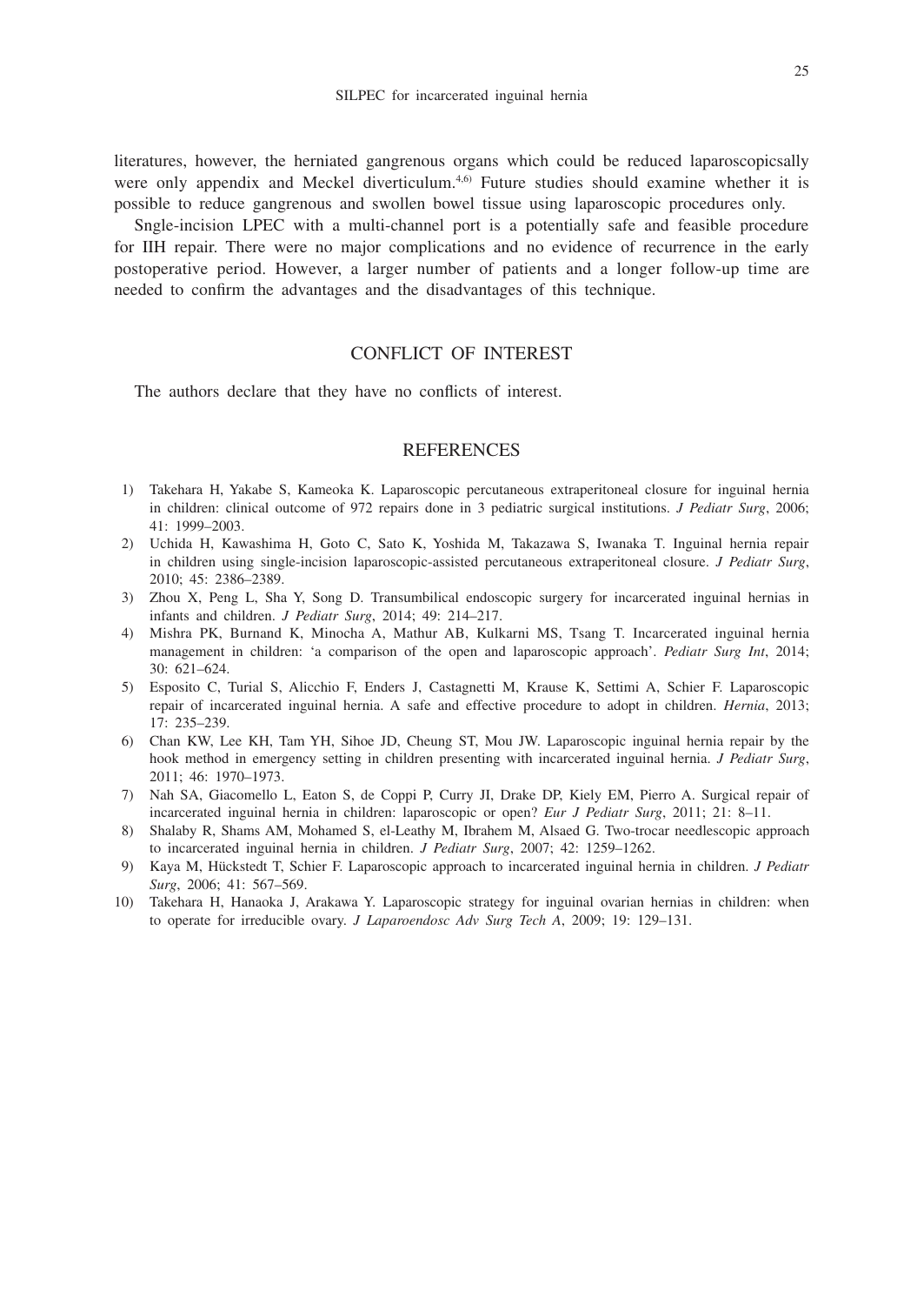literatures, however, the herniated gangrenous organs which could be reduced laparoscopicsally were only appendix and Meckel diverticulum.[4,6] Future studies should examine whether it is possible to reduce gangrenous and swollen bowel tissue using laparoscopic procedures only.

Sngle-incision LPEC with a multi-channel port is a potentially safe and feasible procedure for IIH repair. There were no major complications and no evidence of recurrence in the early postoperative period. However, a larger number of patients and a longer follow-up time are needed to confirm the advantages and the disadvantages of this technique.

## CONFLICT OF INTEREST

The authors declare that they have no conflicts of interest.

## REFERENCES

1) Takehara H, Yakabe S, Kameoka K. Laparoscopic percutaneous extraperitoneal closure for inguinal hernia in children: clinical outcome of 972 repairs done in 3 pediatric surgical institutions. *J Pediatr Surg*, 2006; 41: 1999–2003.
2) Uchida H, Kawashima H, Goto C, Sato K, Yoshida M, Takazawa S, Iwanaka T. Inguinal hernia repair in children using single-incision laparoscopic-assisted percutaneous extraperitoneal closure. *J Pediatr Surg*, 2010; 45: 2386–2389.
3) Zhou X, Peng L, Sha Y, Song D. Transumbilical endoscopic surgery for incarcerated inguinal hernias in infants and children. *J Pediatr Surg*, 2014; 49: 214–217.
4) Mishra PK, Burnand K, Minocha A, Mathur AB, Kulkarni MS, Tsang T. Incarcerated inguinal hernia management in children: 'a comparison of the open and laparoscopic approach'. *Pediatr Surg Int*, 2014; 30: 621–624.
5) Esposito C, Turial S, Alicchio F, Enders J, Castagnetti M, Krause K, Settimi A, Schier F. Laparoscopic repair of incarcerated inguinal hernia. A safe and effective procedure to adopt in children. *Hernia*, 2013; 17: 235–239.
6) Chan KW, Lee KH, Tam YH, Sihoe JD, Cheung ST, Mou JW. Laparoscopic inguinal hernia repair by the hook method in emergency setting in children presenting with incarcerated inguinal hernia. *J Pediatr Surg*, 2011; 46: 1970–1973.
7) Nah SA, Giacomello L, Eaton S, de Coppi P, Curry JI, Drake DP, Kiely EM, Pierro A. Surgical repair of incarcerated inguinal hernia in children: laparoscopic or open? *Eur J Pediatr Surg*, 2011; 21: 8–11.
8) Shalaby R, Shams AM, Mohamed S, el-Leathy M, Ibrahem M, Alsaed G. Two-trocar needlescopic approach to incarcerated inguinal hernia in children. *J Pediatr Surg*, 2007; 42: 1259–1262.
9) Kaya M, Hückstedt T, Schier F. Laparoscopic approach to incarcerated inguinal hernia in children. *J Pediatr Surg*, 2006; 41: 567–569.
10) Takehara H, Hanaoka J, Arakawa Y. Laparoscopic strategy for inguinal ovarian hernias in children: when to operate for irreducible ovary. *J Laparoendosc Adv Surg Tech A*, 2009; 19: 129–131.